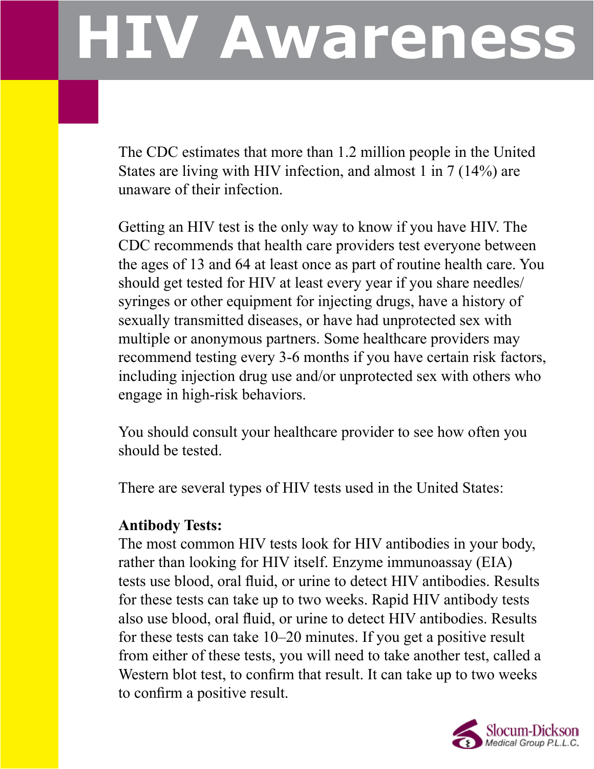# HIV Awareness

The CDC estimates that more than 1.2 million people in the United States are living with HIV infection, and almost 1 in 7 (14%) are unaware of their infection.

Getting an HIV test is the only way to know if you have HIV. The CDC recommends that health care providers test everyone between the ages of 13 and 64 at least once as part of routine health care. You should get tested for HIV at least every year if you share needles/ syringes or other equipment for injecting drugs, have a history of sexually transmitted diseases, or have had unprotected sex with multiple or anonymous partners. Some healthcare providers may recommend testing every 3-6 months if you have certain risk factors, including injection drug use and/or unprotected sex with others who engage in high-risk behaviors.

You should consult your healthcare provider to see how often you should be tested.

There are several types of HIV tests used in the United States:

**Antibody Tests:**
The most common HIV tests look for HIV antibodies in your body, rather than looking for HIV itself. Enzyme immunoassay (EIA) tests use blood, oral fluid, or urine to detect HIV antibodies. Results for these tests can take up to two weeks. Rapid HIV antibody tests also use blood, oral fluid, or urine to detect HIV antibodies. Results for these tests can take 10–20 minutes. If you get a positive result from either of these tests, you will need to take another test, called a Western blot test, to confirm that result. It can take up to two weeks to confirm a positive result.

Slocum-Dickson Medical Group P.L.L.C.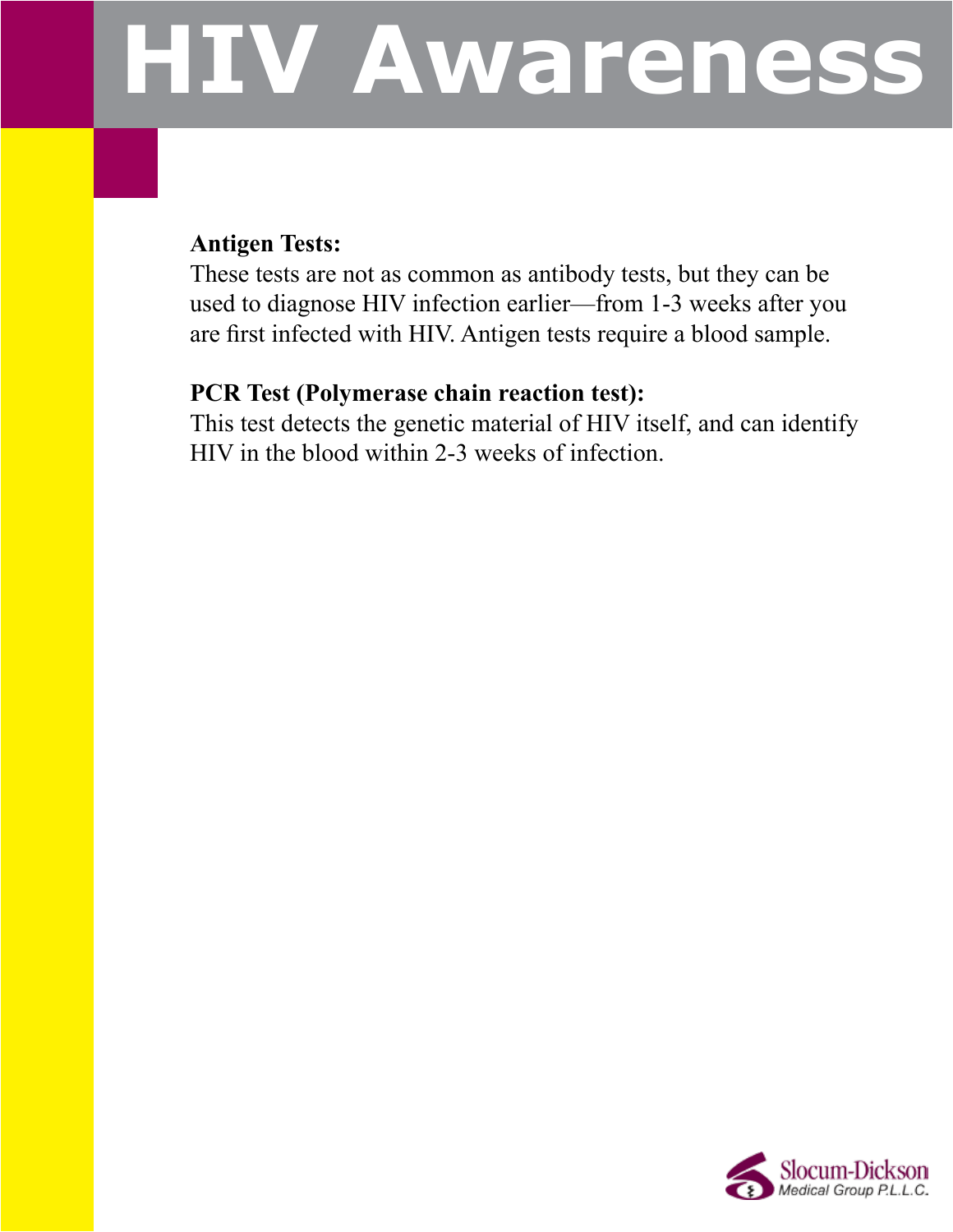**Antigen Tests:**
These tests are not as common as antibody tests, but they can be used to diagnose HIV infection earlier—from 1-3 weeks after you are first infected with HIV. Antigen tests require a blood sample.

**PCR Test (Polymerase chain reaction test):**
This test detects the genetic material of HIV itself, and can identify HIV in the blood within 2-3 weeks of infection.